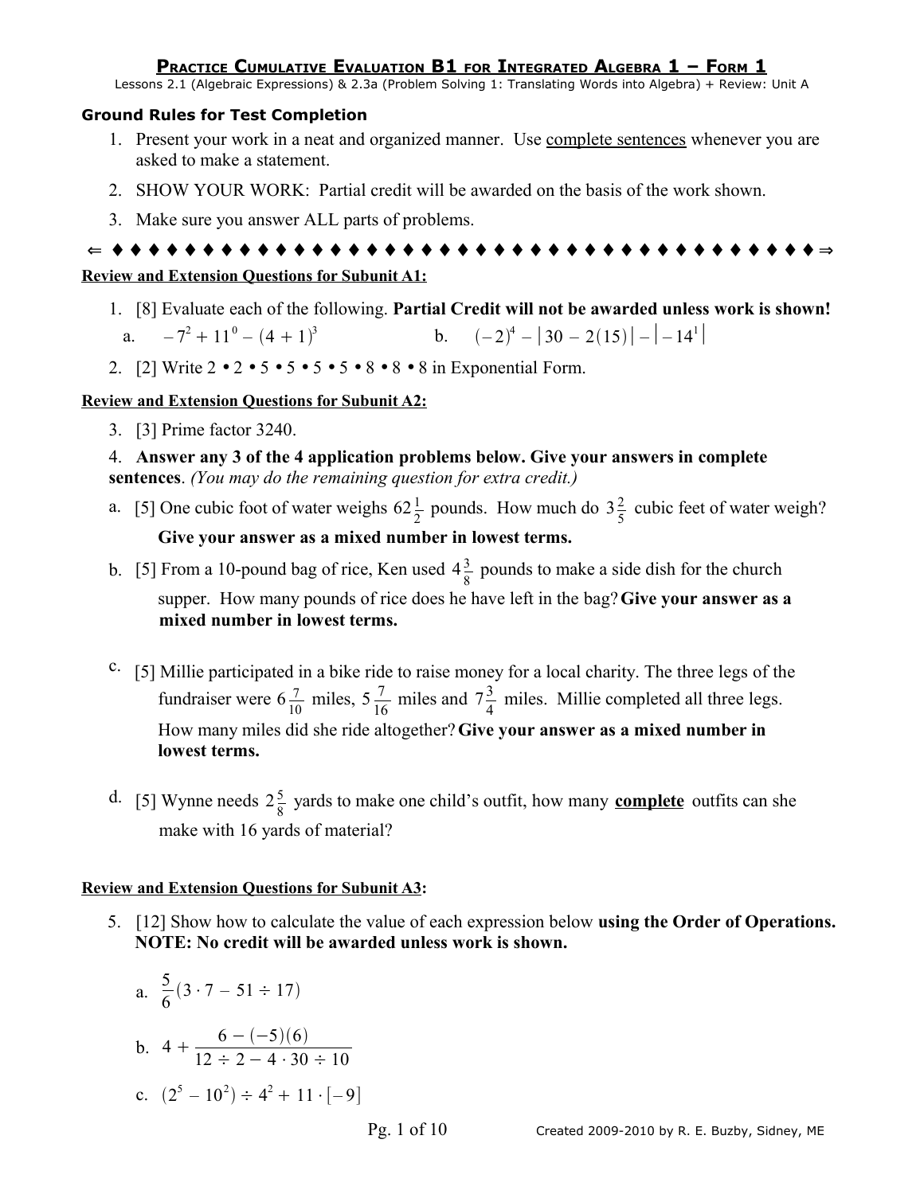# Practice Cumulative Evaluation B1 for Integrated Algebra 1 – Form 1

Lessons 2.1 (Algebraic Expressions) & 2.3a (Problem Solving 1: Translating Words into Algebra) + Review: Unit A

**Ground Rules for Test Completion**

1. Present your work in a neat and organized manner. Use complete sentences whenever you are asked to make a statement.
2. SHOW YOUR WORK: Partial credit will be awarded on the basis of the work shown.
3. Make sure you answer ALL parts of problems.

⇐ ♦ ♦ ♦ ♦ ♦ ♦ ♦ ♦ ♦ ♦ ♦ ♦ ♦ ♦ ♦ ♦ ♦ ♦ ♦ ♦ ♦ ♦ ♦ ♦ ♦ ♦ ♦ ♦ ♦ ♦ ♦ ♦ ♦ ♦ ♦ ♦ ♦ ♦ ♦ ♦ ♦ ♦ ♦ ♦ ♦ ♦ ♦ ⇒

**Review and Extension Questions for Subunit A1:**

1. [8] Evaluate each of the following. **Partial Credit will not be awarded unless work is shown!**

   a. $-7^2 + 11^0 - (4 + 1)^3$  b. $(-2)^4 - |30 - 2(15)| - |-14^1|$

2. [2] Write 2 • 2 • 5 • 5 • 5 • 5 • 8 • 8 • 8 in Exponential Form.

**Review and Extension Questions for Subunit A2:**

3. [3] Prime factor 3240.

4. **Answer any 3 of the 4 application problems below. Give your answers in complete sentences**. *(You may do the remaining question for extra credit.)*

   a. [5] One cubic foot of water weighs $62\frac{1}{2}$ pounds. How much do $3\frac{2}{5}$ cubic feet of water weigh? **Give your answer as a mixed number in lowest terms.**

   b. [5] From a 10-pound bag of rice, Ken used $4\frac{3}{8}$ pounds to make a side dish for the church supper. How many pounds of rice does he have left in the bag? **Give your answer as a mixed number in lowest terms.**

   c. [5] Millie participated in a bike ride to raise money for a local charity. The three legs of the fundraiser were $6\frac{7}{10}$ miles, $5\frac{7}{16}$ miles and $7\frac{3}{4}$ miles. Millie completed all three legs. How many miles did she ride altogether? **Give your answer as a mixed number in lowest terms.**

   d. [5] Wynne needs $2\frac{5}{8}$ yards to make one child's outfit, how many **complete** outfits can she make with 16 yards of material?

**Review and Extension Questions for Subunit A3:**

5. [12] Show how to calculate the value of each expression below **using the Order of Operations. NOTE: No credit will be awarded unless work is shown.**

   a. $\frac{5}{6}(3 \cdot 7 - 51 \div 17)$

   b. $4 + \dfrac{6 - (-5)(6)}{12 \div 2 - 4 \cdot 30 \div 10}$

   c. $(2^5 - 10^2) \div 4^2 + 11 \cdot [-9]$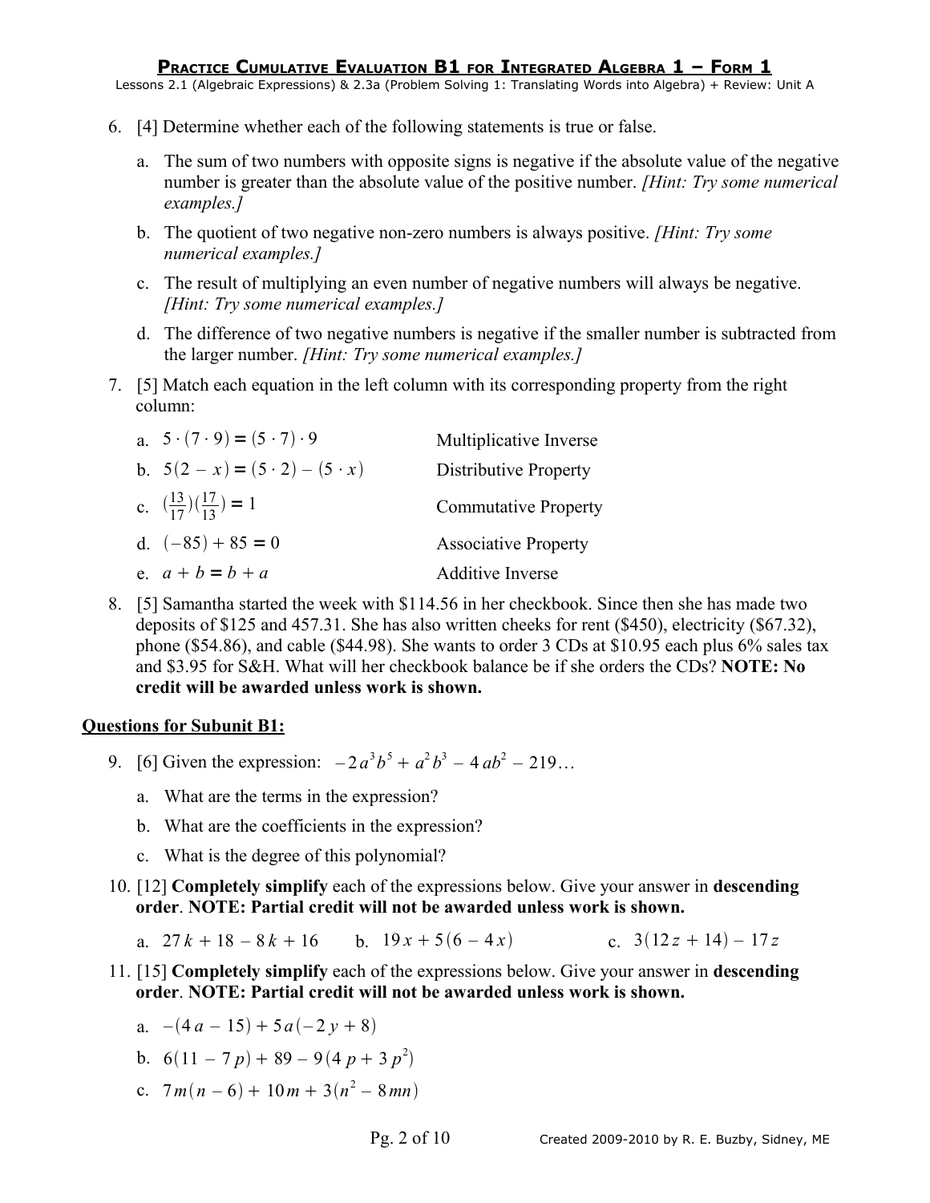6. [4] Determine whether each of the following statements is true or false.

   a. The sum of two numbers with opposite signs is negative if the absolute value of the negative number is greater than the absolute value of the positive number. *[Hint: Try some numerical examples.]*

   b. The quotient of two negative non-zero numbers is always positive. *[Hint: Try some numerical examples.]*

   c. The result of multiplying an even number of negative numbers will always be negative. *[Hint: Try some numerical examples.]*

   d. The difference of two negative numbers is negative if the smaller number is subtracted from the larger number. *[Hint: Try some numerical examples.]*

7. [5] Match each equation in the left column with its corresponding property from the right column:

| | |
|---|---|
| a. $5 \cdot (7 \cdot 9) = (5 \cdot 7) \cdot 9$ | Multiplicative Inverse |
| b. $5(2 - x) = (5 \cdot 2) - (5 \cdot x)$ | Distributive Property |
| c. $(\frac{13}{17})(\frac{17}{13}) = 1$ | Commutative Property |
| d. $(-85) + 85 = 0$ | Associative Property |
| e. $a + b = b + a$ | Additive Inverse |

8. [5] Samantha started the week with $114.56 in her checkbook. Since then she has made two deposits of $125 and 457.31. She has also written cheeks for rent ($450), electricity ($67.32), phone ($54.86), and cable ($44.98). She wants to order 3 CDs at $10.95 each plus 6% sales tax and $3.95 for S&H. What will her checkbook balance be if she orders the CDs? **NOTE: No credit will be awarded unless work is shown.**

**Questions for Subunit B1:**

9. [6] Given the expression: $-2a^3b^5 + a^2b^3 - 4ab^2 - 219$…

   a. What are the terms in the expression?

   b. What are the coefficients in the expression?

   c. What is the degree of this polynomial?

10. [12] **Completely simplify** each of the expressions below. Give your answer in **descending order**. **NOTE: Partial credit will not be awarded unless work is shown.**

    a. $27k + 18 - 8k + 16$ &nbsp;&nbsp;&nbsp; b. $19x + 5(6 - 4x)$ &nbsp;&nbsp;&nbsp; c. $3(12z + 14) - 17z$

11. [15] **Completely simplify** each of the expressions below. Give your answer in **descending order**. **NOTE: Partial credit will not be awarded unless work is shown.**

    a. $-(4a - 15) + 5a(-2y + 8)$

    b. $6(11 - 7p) + 89 - 9(4p + 3p^2)$

    c. $7m(n - 6) + 10m + 3(n^2 - 8mn)$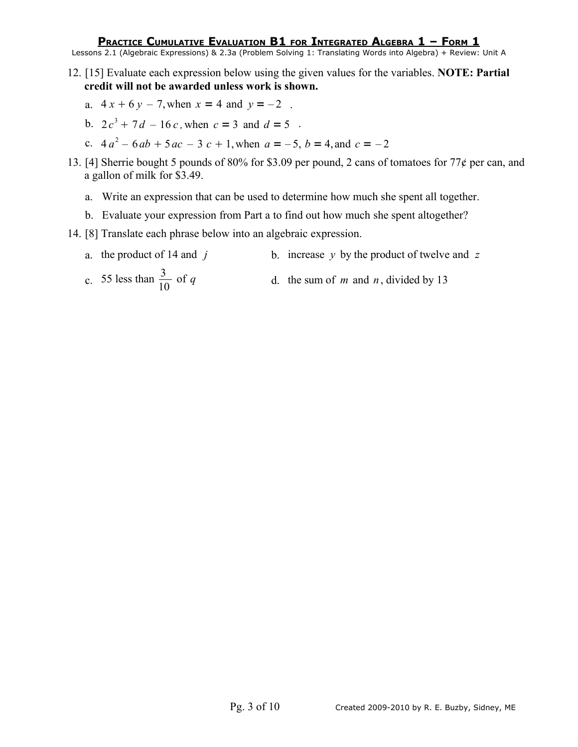## Practice Cumulative Evaluation B1 for Integrated Algebra 1 – Form 1

Lessons 2.1 (Algebraic Expressions) & 2.3a (Problem Solving 1: Translating Words into Algebra) + Review: Unit A

12. [15] Evaluate each expression below using the given values for the variables. **NOTE: Partial credit will not be awarded unless work is shown.**

    a. $4x + 6y - 7$, when $x = 4$ and $y = -2$ .

    b. $2c^3 + 7d - 16c$, when $c = 3$ and $d = 5$ .

    c. $4a^2 - 6ab + 5ac - 3c + 1$, when $a = -5$, $b = 4$, and $c = -2$

13. [4] Sherrie bought 5 pounds of 80% for \$3.09 per pound, 2 cans of tomatoes for 77¢ per can, and a gallon of milk for \$3.49.

    a. Write an expression that can be used to determine how much she spent all together.

    b. Evaluate your expression from Part a to find out how much she spent altogether?

14. [8] Translate each phrase below into an algebraic expression.

    a. the product of 14 and $j$

    b. increase $y$ by the product of twelve and $z$

    c. 55 less than $\frac{3}{10}$ of $q$

    d. the sum of $m$ and $n$, divided by 13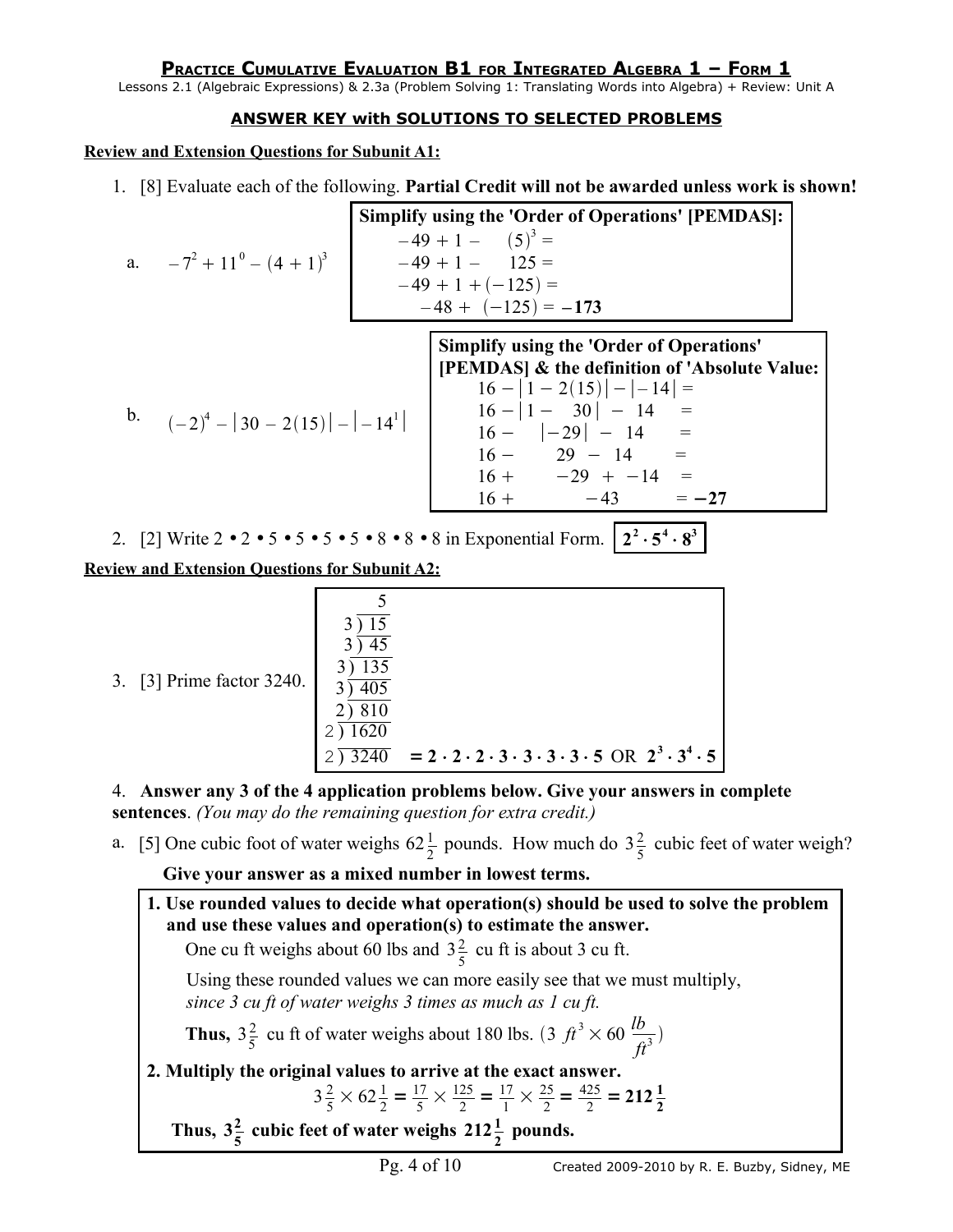## PRACTICE CUMULATIVE EVALUATION B1 FOR INTEGRATED ALGEBRA 1 – FORM 1

Lessons 2.1 (Algebraic Expressions) & 2.3a (Problem Solving 1: Translating Words into Algebra) + Review: Unit A

**ANSWER KEY with SOLUTIONS TO SELECTED PROBLEMS**

**Review and Extension Questions for Subunit A1:**

1. [8] Evaluate each of the following. **Partial Credit will not be awarded unless work is shown!**

   a. $-7^2 + 11^0 - (4+1)^3$

   **Simplify using the 'Order of Operations' [PEMDAS]:**

   $-49 + 1 - (5)^3 =$
   $-49 + 1 - 125 =$
   $-49 + 1 + (-125) =$
   $-48 + (-125) = \mathbf{-173}$

   b. $(-2)^4 - |30 - 2(15)| - |-14^1|$

   **Simplify using the 'Order of Operations' [PEMDAS] & the definition of 'Absolute Value:**

   $16 - |1 - 2(15)| - |-14| =$
   $16 - |1 - 30| - 14 =$
   $16 - |-29| - 14 =$
   $16 - 29 - 14 =$
   $16 + -29 + -14 =$
   $16 + -43 = \mathbf{-27}$

2. [2] Write 2 • 2 • 5 • 5 • 5 • 5 • 8 • 8 • 8 in Exponential Form. $\mathbf{2^2 \cdot 5^4 \cdot 8^3}$

**Review and Extension Questions for Subunit A2:**

3. [3] Prime factor 3240.

   $2 \overline{)3240}$, $2 \overline{)1620}$, $2 \overline{)810}$, $3 \overline{)405}$, $3 \overline{)135}$, $3 \overline{)45}$, $3 \overline{)15}$, $5$

   $\mathbf{= 2 \cdot 2 \cdot 2 \cdot 3 \cdot 3 \cdot 3 \cdot 3 \cdot 5}$ OR $\mathbf{2^3 \cdot 3^4 \cdot 5}$

4. **Answer any 3 of the 4 application problems below. Give your answers in complete sentences.** *(You may do the remaining question for extra credit.)*

   a. [5] One cubic foot of water weighs $62\frac{1}{2}$ pounds. How much do $3\frac{2}{5}$ cubic feet of water weigh? **Give your answer as a mixed number in lowest terms.**

   **1. Use rounded values to decide what operation(s) should be used to solve the problem and use these values and operation(s) to estimate the answer.**

   One cu ft weighs about 60 lbs and $3\frac{2}{5}$ cu ft is about 3 cu ft.

   Using these rounded values we can more easily see that we must multiply, *since 3 cu ft of water weighs 3 times as much as 1 cu ft.*

   **Thus,** $3\frac{2}{5}$ cu ft of water weighs about 180 lbs. $(3\ ft^3 \times 60\ \frac{lb}{ft^3})$

   **2. Multiply the original values to arrive at the exact answer.**

   $$3\tfrac{2}{5} \times 62\tfrac{1}{2} = \tfrac{17}{5} \times \tfrac{125}{2} = \tfrac{17}{1} \times \tfrac{25}{2} = \tfrac{425}{2} = \mathbf{212\tfrac{1}{2}}$$

   **Thus, $\mathbf{3\frac{2}{5}}$ cubic feet of water weighs $\mathbf{212\frac{1}{2}}$ pounds.**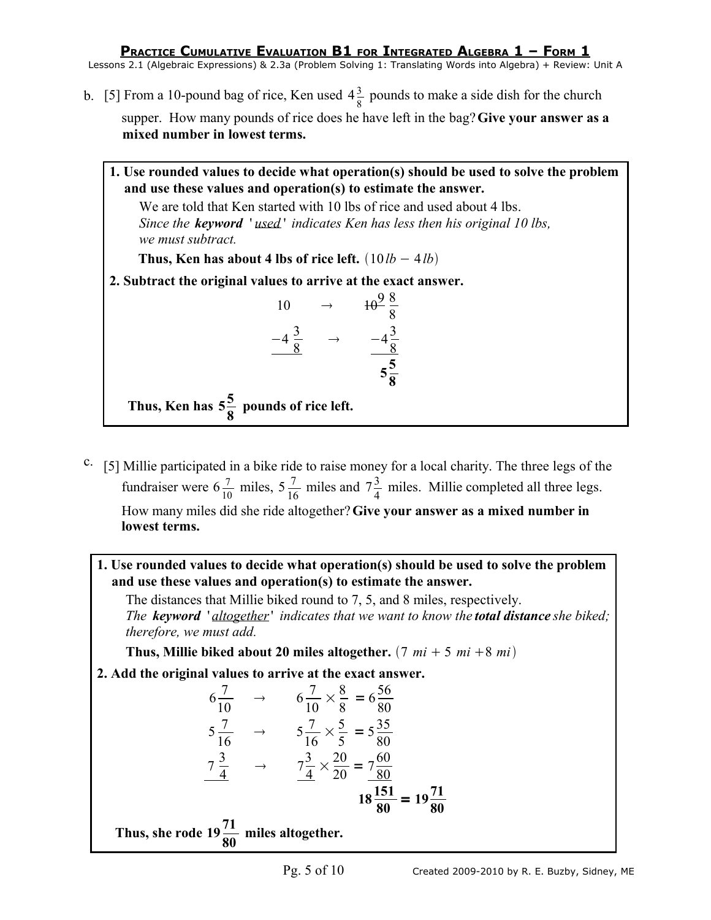## PRACTICE CUMULATIVE EVALUATION B1 FOR INTEGRATED ALGEBRA 1 – FORM 1

Lessons 2.1 (Algebraic Expressions) & 2.3a (Problem Solving 1: Translating Words into Algebra) + Review: Unit A

b. [5] From a 10-pound bag of rice, Ken used $4\frac{3}{8}$ pounds to make a side dish for the church supper. How many pounds of rice does he have left in the bag? **Give your answer as a mixed number in lowest terms.**

> **1. Use rounded values to decide what operation(s) should be used to solve the problem and use these values and operation(s) to estimate the answer.**
>
> We are told that Ken started with 10 lbs of rice and used about 4 lbs.
> *Since the **keyword** '<u>used</u>' indicates Ken has less then his original 10 lbs, we must subtract.*
>
> **Thus, Ken has about 4 lbs of rice left.** $(10\,lb - 4\,lb)$
>
> **2. Subtract the original values to arrive at the exact answer.**
>
> $$\begin{array}{rcr} 10 & \rightarrow & \cancel{10}^{9}\,\frac{8}{8} \\ -4\,\frac{3}{8} & \rightarrow & -4\frac{3}{8} \\ \hline & & \mathbf{5\frac{5}{8}} \end{array}$$
>
> **Thus, Ken has $5\frac{5}{8}$ pounds of rice left.**

c. [5] Millie participated in a bike ride to raise money for a local charity. The three legs of the fundraiser were $6\frac{7}{10}$ miles, $5\frac{7}{16}$ miles and $7\frac{3}{4}$ miles. Millie completed all three legs. How many miles did she ride altogether? **Give your answer as a mixed number in lowest terms.**

> **1. Use rounded values to decide what operation(s) should be used to solve the problem and use these values and operation(s) to estimate the answer.**
>
> The distances that Millie biked round to 7, 5, and 8 miles, respectively.
> *The **keyword** '<u>altogether</u>' indicates that we want to know the **total distance** she biked; therefore, we must add.*
>
> **Thus, Millie biked about 20 miles altogether.** $(7\ mi + 5\ mi + 8\ mi)$
>
> **2. Add the original values to arrive at the exact answer.**
>
> $$\begin{array}{rcl} 6\frac{7}{10} & \rightarrow & 6\frac{7}{10} \times \frac{8}{8} = 6\frac{56}{80} \\ 5\frac{7}{16} & \rightarrow & 5\frac{7}{16} \times \frac{5}{5} = 5\frac{35}{80} \\ 7\frac{3}{4} & \rightarrow & 7\frac{3}{4} \times \frac{20}{20} = 7\frac{60}{80} \\ \hline & & \mathbf{18\frac{151}{80} = 19\frac{71}{80}} \end{array}$$
>
> **Thus, she rode $19\frac{71}{80}$ miles altogether.**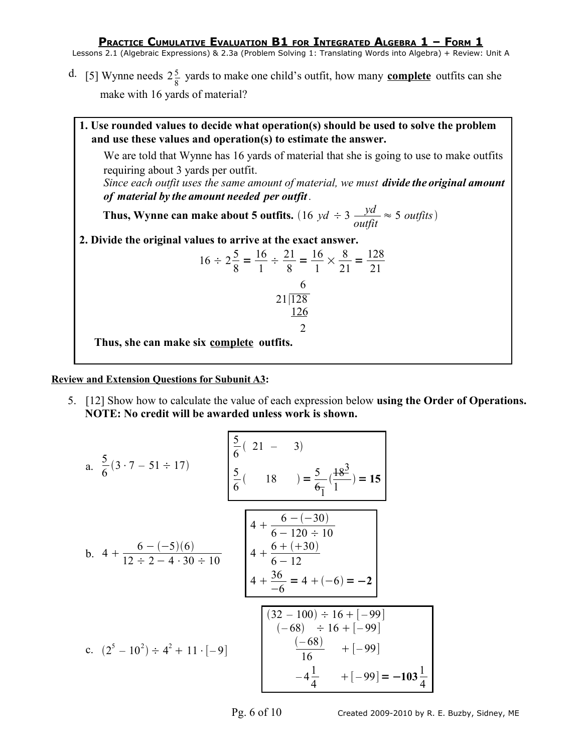# Practice Cumulative Evaluation B1 for Integrated Algebra 1 – Form 1

Lessons 2.1 (Algebraic Expressions) & 2.3a (Problem Solving 1: Translating Words into Algebra) + Review: Unit A

d. [5] Wynne needs $2\frac{5}{8}$ yards to make one child's outfit, how many **complete** outfits can she make with 16 yards of material?

> **1. Use rounded values to decide what operation(s) should be used to solve the problem and use these values and operation(s) to estimate the answer.**
>
> We are told that Wynne has 16 yards of material that she is going to use to make outfits requiring about 3 yards per outfit.
>
> *Since each outfit uses the same amount of material, we must* ***divide the original amount of material by the amount needed per outfit****.*
>
> **Thus, Wynne can make about 5 outfits.** $(16\ yd \div 3\ \frac{yd}{outfit} \approx 5\ outfits)$
>
> **2. Divide the original values to arrive at the exact answer.**
>
> $$16 \div 2\frac{5}{8} = \frac{16}{1} \div \frac{21}{8} = \frac{16}{1} \times \frac{8}{21} = \frac{128}{21}$$
>
> $$\begin{array}{r} 6 \\ 21\overline{)128} \\ \underline{126} \\ 2 \end{array}$$
>
> **Thus, she can make six complete outfits.**

**Review and Extension Questions for Subunit A3:**

5. [12] Show how to calculate the value of each expression below **using the Order of Operations. NOTE: No credit will be awarded unless work is shown.**

a. $\frac{5}{6}(3 \cdot 7 - 51 \div 17)$

> $\frac{5}{6}(\ 21\ -\ \ 3)$
>
> $\frac{5}{6}(\ \ 18\ \ ) = \frac{5}{\cancel{6}_1}(\frac{\cancel{18}^3}{1}) = \mathbf{15}$

b. $4 + \frac{6 - (-5)(6)}{12 \div 2 - 4 \cdot 30 \div 10}$

> $4 + \frac{6 - (-30)}{6 - 120 \div 10}$
>
> $4 + \frac{6 + (+30)}{6 - 12}$
>
> $4 + \frac{36}{-6} = 4 + (-6) = \mathbf{-2}$

c. $(2^5 - 10^2) \div 4^2 + 11 \cdot [-9]$

> $(32 - 100) \div 16 + [-99]$
>
> $(-68) \div 16 + [-99]$
>
> $\frac{(-68)}{16} + [-99]$
>
> $-4\frac{1}{4} + [-99] = \mathbf{-103\frac{1}{4}}$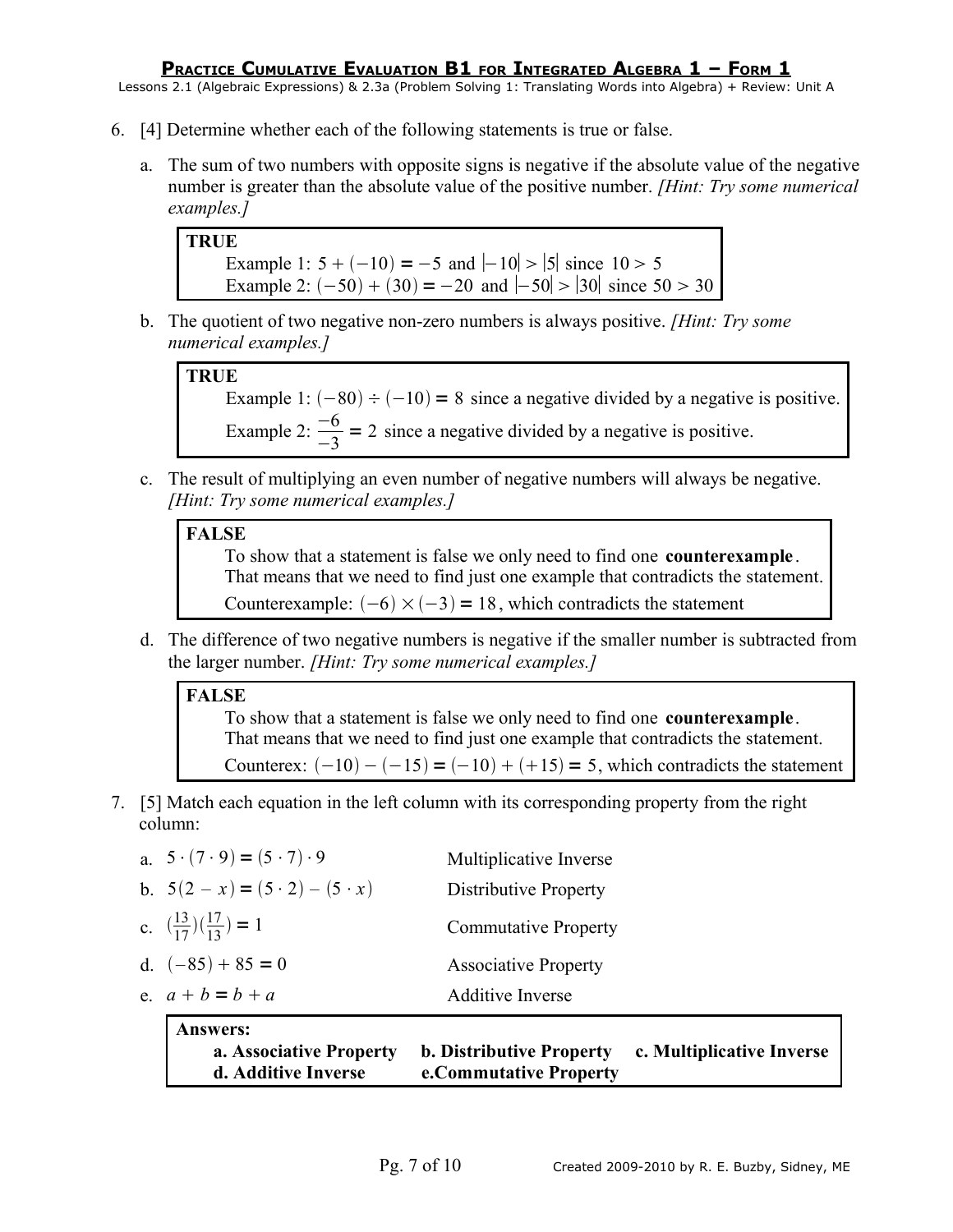6. [4] Determine whether each of the following statements is true or false.

   a. The sum of two numbers with opposite signs is negative if the absolute value of the negative number is greater than the absolute value of the positive number. *[Hint: Try some numerical examples.]*

   > **TRUE**
   > Example 1: $5 + (-10) = -5$ and $|-10| > |5|$ since $10 > 5$
   > Example 2: $(-50) + (30) = -20$ and $|-50| > |30|$ since $50 > 30$

   b. The quotient of two negative non-zero numbers is always positive. *[Hint: Try some numerical examples.]*

   > **TRUE**
   > Example 1: $(-80) \div (-10) = 8$ since a negative divided by a negative is positive.
   > Example 2: $\frac{-6}{-3} = 2$ since a negative divided by a negative is positive.

   c. The result of multiplying an even number of negative numbers will always be negative. *[Hint: Try some numerical examples.]*

   > **FALSE**
   > To show that a statement is false we only need to find one **counterexample**.
   > That means that we need to find just one example that contradicts the statement.
   > Counterexample: $(-6) \times (-3) = 18$, which contradicts the statement

   d. The difference of two negative numbers is negative if the smaller number is subtracted from the larger number. *[Hint: Try some numerical examples.]*

   > **FALSE**
   > To show that a statement is false we only need to find one **counterexample**.
   > That means that we need to find just one example that contradicts the statement.
   > Counterex: $(-10) - (-15) = (-10) + (+15) = 5$, which contradicts the statement

7. [5] Match each equation in the left column with its corresponding property from the right column:

   | | |
   |---|---|
   | a. $5 \cdot (7 \cdot 9) = (5 \cdot 7) \cdot 9$ | Multiplicative Inverse |
   | b. $5(2 - x) = (5 \cdot 2) - (5 \cdot x)$ | Distributive Property |
   | c. $(\frac{13}{17})(\frac{17}{13}) = 1$ | Commutative Property |
   | d. $(-85) + 85 = 0$ | Associative Property |
   | e. $a + b = b + a$ | Additive Inverse |

   > **Answers:**
   > **a. Associative Property** **b. Distributive Property** **c. Multiplicative Inverse**
   > **d. Additive Inverse** **e.Commutative Property**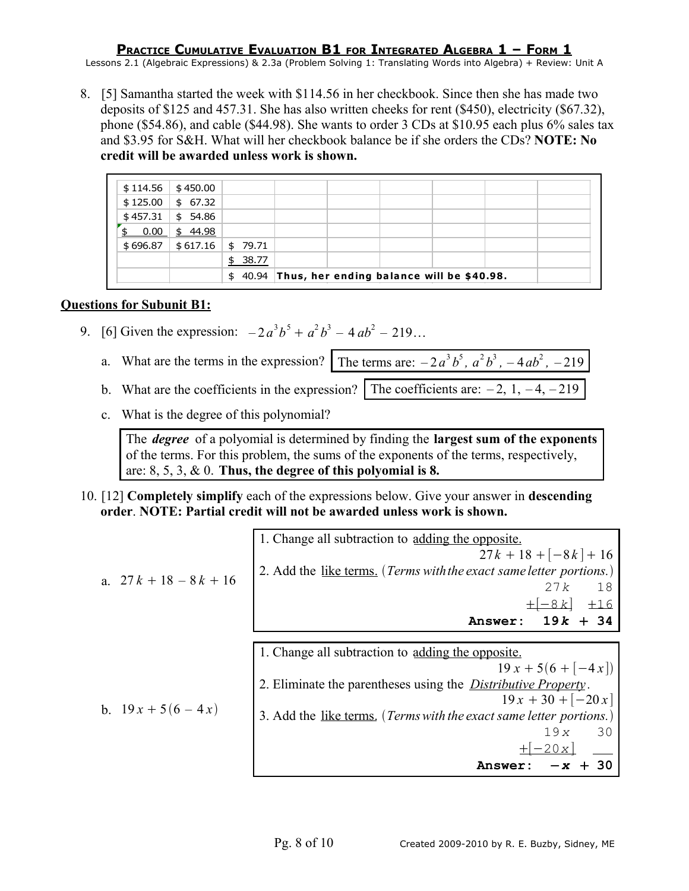# PRACTICE CUMULATIVE EVALUATION B1 FOR INTEGRATED ALGEBRA 1 – FORM 1

Lessons 2.1 (Algebraic Expressions) & 2.3a (Problem Solving 1: Translating Words into Algebra) + Review: Unit A

8. [5] Samantha started the week with $114.56 in her checkbook. Since then she has made two deposits of $125 and 457.31. She has also written checks for rent ($450), electricity ($67.32), phone ($54.86), and cable ($44.98). She wants to order 3 CDs at $10.95 each plus 6% sales tax and $3.95 for S&H. What will her checkbook balance be if she orders the CDs? **NOTE: No credit will be awarded unless work is shown.**

| | | | | | | | | |
|---|---|---|---|---|---|---|---|---|
| $ 114.56 | $ 450.00 | | | | | | | |
| $ 125.00 | $ 67.32 | | | | | | | |
| $ 457.31 | $ 54.86 | | | | | | | |
| $ 0.00 | $ 44.98 | | | | | | | |
| $ 696.87 | $ 617.16 | $ 79.71 | | | | | | |
| | | $ 38.77 | | | | | | |
| | | $ 40.94 | **Thus, her ending balance will be $40.98.** | | | | | |

## Questions for Subunit B1:

9. [6] Given the expression: $-2a^3b^5 + a^2b^3 - 4ab^2 - 219$…

   a. What are the terms in the expression? The terms are: $-2a^3b^5,\ a^2b^3,\ -4ab^2,\ -219$

   b. What are the coefficients in the expression? The coefficients are: $-2,\ 1,\ -4,\ -219$

   c. What is the degree of this polynomial?

   The ***degree*** of a polyomial is determined by finding the **largest sum of the exponents** of the terms. For this problem, the sums of the exponents of the terms, respectively, are: 8, 5, 3, & 0. **Thus, the degree of this polyomial is 8.**

10. [12] **Completely simplify** each of the expressions below. Give your answer in **descending order**. **NOTE: Partial credit will not be awarded unless work is shown.**

   a. $27k + 18 - 8k + 16$

   1. Change all subtraction to adding the opposite.

   $$27k + 18 + [-8k] + 16$$

   2. Add the like terms. (*Terms with the exact same letter portions.*)

   $$\begin{array}{rr} 27k & 18 \\ +[-8k] & +16 \end{array}$$

   **Answer: $19k + 34$**

   b. $19x + 5(6 - 4x)$

   1. Change all subtraction to adding the opposite.

   $$19x + 5(6 + [-4x])$$

   2. Eliminate the parentheses using the *Distributive Property*.

   $$19x + 30 + [-20x]$$

   3. Add the like terms. (*Terms with the exact same letter portions.*)

   $$\begin{array}{rr} 19x & 30 \\ +[-20x] & \end{array}$$

   **Answer: $-x + 30$**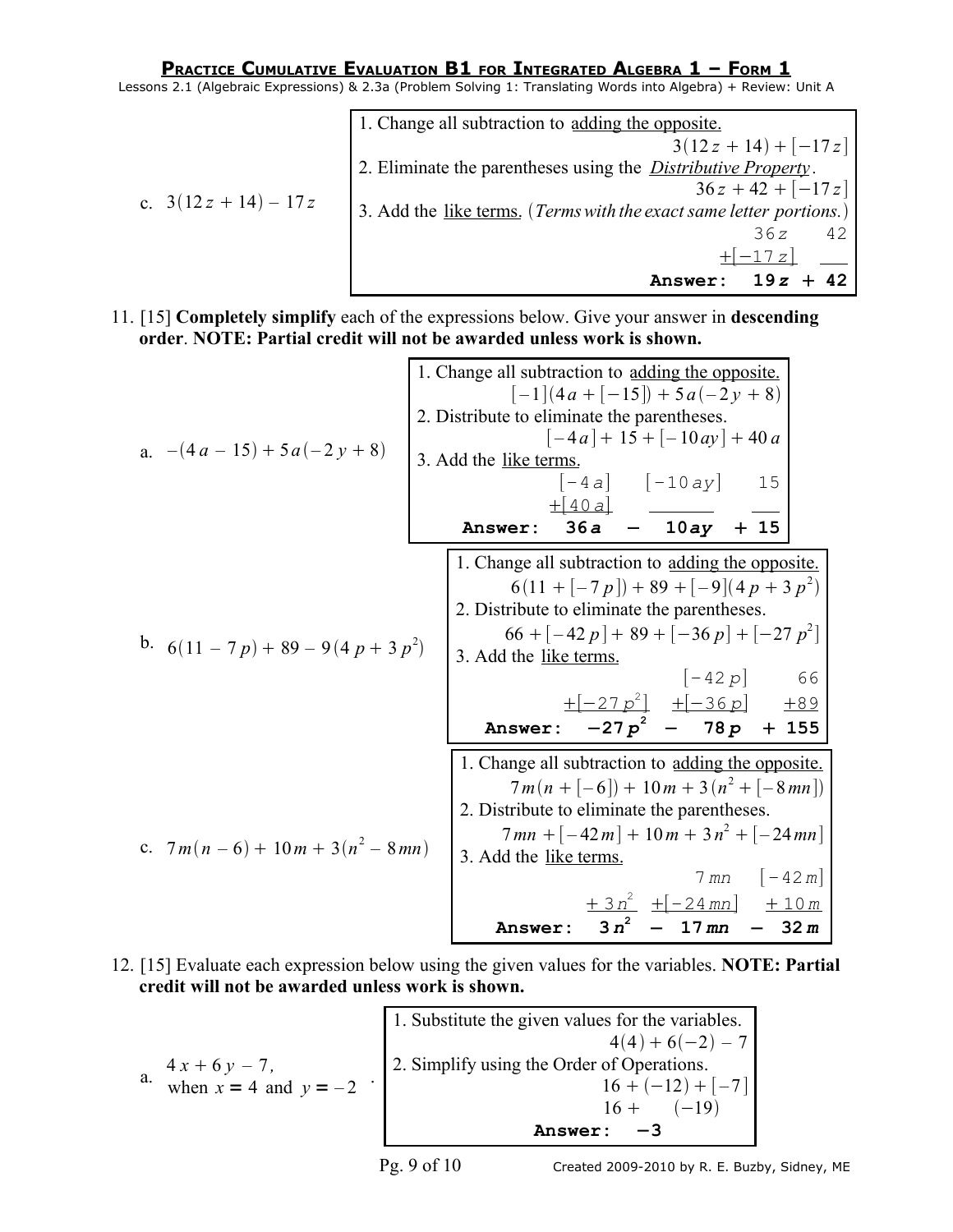**PRACTICE CUMULATIVE EVALUATION B1 FOR INTEGRATED ALGEBRA 1 – FORM 1**

Lessons 2.1 (Algebraic Expressions) & 2.3a (Problem Solving 1: Translating Words into Algebra) + Review: Unit A

c. $3(12z + 14) - 17z$

1. Change all subtraction to <u>adding the opposite.</u>

$$3(12z + 14) + [-17z]$$

2. Eliminate the parentheses using the <u>*Distributive Property*</u>.

$$36z + 42 + [-17z]$$

3. Add the <u>like terms.</u> (*Terms with the exact same letter portions.*)

$$36z \quad 42$$
$$+[-17z]$$

**Answer: $19z + 42$**

11. [15] **Completely simplify** each of the expressions below. Give your answer in **descending order**. **NOTE: Partial credit will not be awarded unless work is shown.**

a. $-(4a - 15) + 5a(-2y + 8)$

1. Change all subtraction to <u>adding the opposite.</u>

$$[-1](4a + [-15]) + 5a(-2y + 8)$$

2. Distribute to eliminate the parentheses.

$$[-4a] + 15 + [-10ay] + 40a$$

3. Add the <u>like terms.</u>

$$[-4a] \quad [-10ay] \quad 15$$
$$+[40a]$$

**Answer: $36a - 10ay + 15$**

b. $6(11 - 7p) + 89 - 9(4p + 3p^2)$

1. Change all subtraction to <u>adding the opposite.</u>

$$6(11 + [-7p]) + 89 + [-9](4p + 3p^2)$$

2. Distribute to eliminate the parentheses.

$$66 + [-42p] + 89 + [-36p] + [-27p^2]$$

3. Add the <u>like terms.</u>

$$[-42p] \quad 66$$
$$+[-27p^2] \quad +[-36p] \quad +89$$

**Answer: $-27p^2 - 78p + 155$**

c. $7m(n - 6) + 10m + 3(n^2 - 8mn)$

1. Change all subtraction to <u>adding the opposite.</u>

$$7m(n + [-6]) + 10m + 3(n^2 + [-8mn])$$

2. Distribute to eliminate the parentheses.

$$7mn + [-42m] + 10m + 3n^2 + [-24mn]$$

3. Add the <u>like terms.</u>

$$7mn \quad [-42m]$$
$$+3n^2 \quad +[-24mn] \quad +10m$$

**Answer: $3n^2 - 17mn - 32m$**

12. [15] Evaluate each expression below using the given values for the variables. **NOTE: Partial credit will not be awarded unless work is shown.**

a. $4x + 6y - 7$, when $x = 4$ and $y = -2$.

1. Substitute the given values for the variables.

$$4(4) + 6(-2) - 7$$

2. Simplify using the Order of Operations.

$$16 + (-12) + [-7]$$
$$16 + (-19)$$

**Answer: $-3$**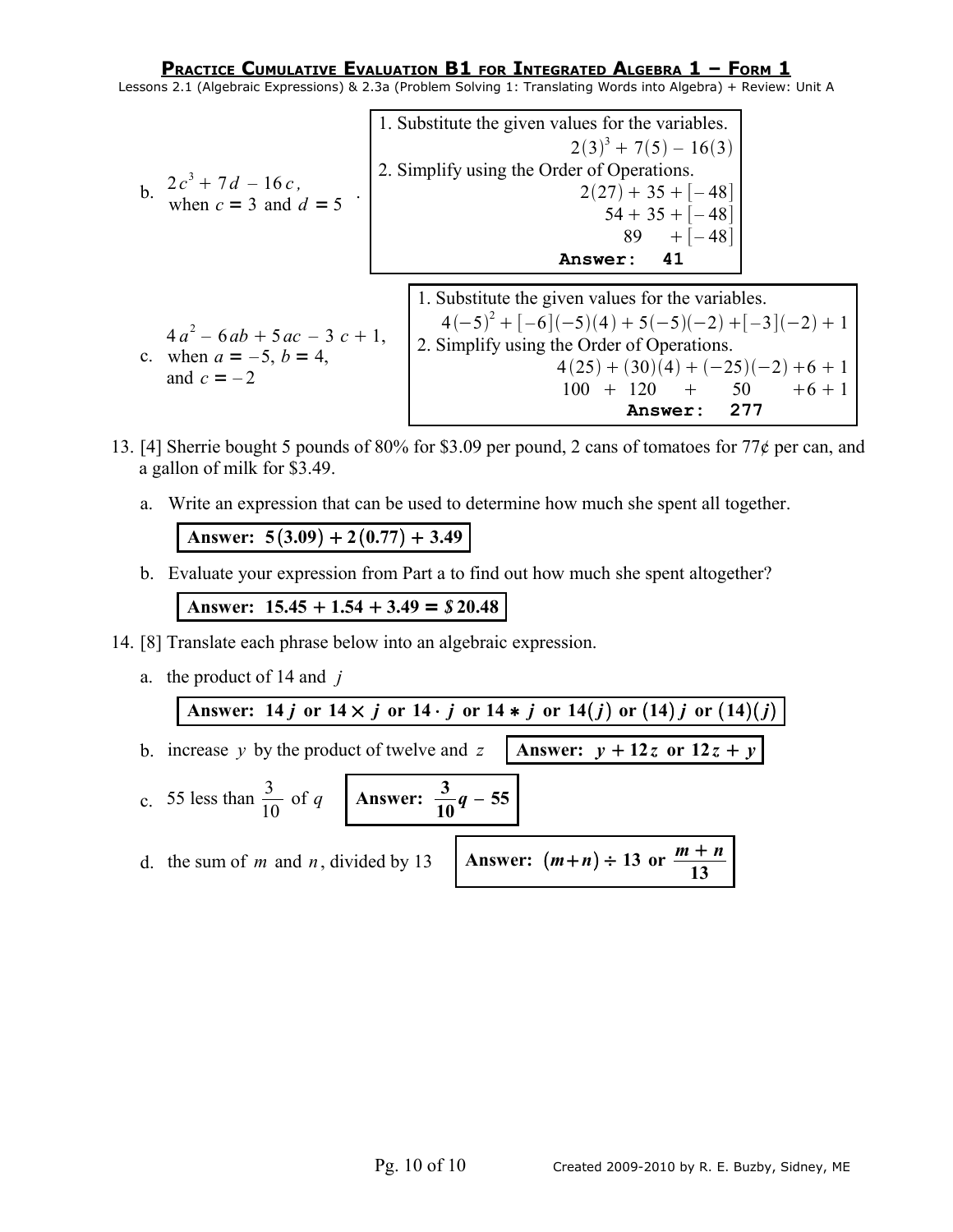# Practice Cumulative Evaluation B1 for Integrated Algebra 1 – Form 1

Lessons 2.1 (Algebraic Expressions) & 2.3a (Problem Solving 1: Translating Words into Algebra) + Review: Unit A

b. $2c^3 + 7d - 16c$, when $c = 3$ and $d = 5$ .

> 1. Substitute the given values for the variables.
>
> $2(3)^3 + 7(5) - 16(3)$
>
> 2. Simplify using the Order of Operations.
>
> $2(27) + 35 + [-48]$
>
> $54 + 35 + [-48]$
>
> $89 \quad + [-48]$
>
> **Answer: 41**

c. $4a^2 - 6ab + 5ac - 3c + 1$, when $a = -5$, $b = 4$, and $c = -2$

> 1. Substitute the given values for the variables.
>
> $4(-5)^2 + [-6](-5)(4) + 5(-5)(-2) + [-3](-2) + 1$
>
> 2. Simplify using the Order of Operations.
>
> $4(25) + (30)(4) + (-25)(-2) + 6 + 1$
>
> $100 + 120 + 50 + 6 + 1$
>
> **Answer: 277**

13. [4] Sherrie bought 5 pounds of 80% for \$3.09 per pound, 2 cans of tomatoes for 77¢ per can, and a gallon of milk for \$3.49.

   a. Write an expression that can be used to determine how much she spent all together.

   **Answer: $5(3.09) + 2(0.77) + 3.49$**

   b. Evaluate your expression from Part a to find out how much she spent altogether?

   **Answer: $15.45 + 1.54 + 3.49 = \$20.48$**

14. [8] Translate each phrase below into an algebraic expression.

   a. the product of 14 and $j$

   **Answer: $14j$ or $14 \times j$ or $14 \cdot j$ or $14 * j$ or $14(j)$ or $(14)j$ or $(14)(j)$**

   b. increase $y$ by the product of twelve and $z$ **Answer: $y + 12z$ or $12z + y$**

   c. 55 less than $\frac{3}{10}$ of $q$ **Answer: $\frac{3}{10}q - 55$**

   d. the sum of $m$ and $n$, divided by 13 **Answer: $(m+n) \div 13$ or $\frac{m+n}{13}$**